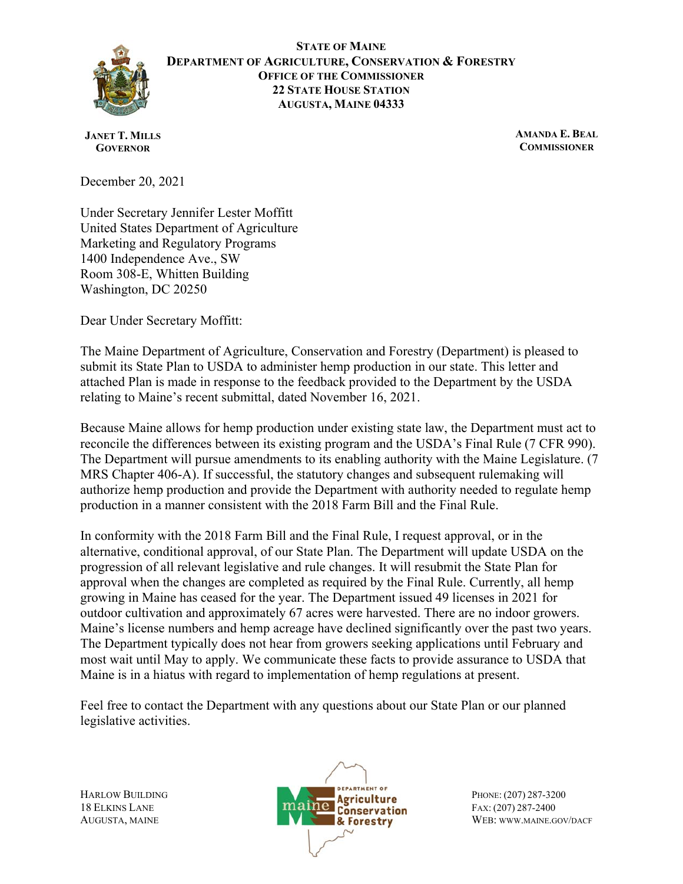**STATE OF MAINE**
**DEPARTMENT OF AGRICULTURE, CONSERVATION & FORESTRY**
**OFFICE OF THE COMMISSIONER**
**22 STATE HOUSE STATION**
**AUGUSTA, MAINE 04333**

**JANET T. MILLS**
**GOVERNOR**

**AMANDA E. BEAL**
**COMMISSIONER**

December 20, 2021

Under Secretary Jennifer Lester Moffitt
United States Department of Agriculture
Marketing and Regulatory Programs
1400 Independence Ave., SW
Room 308-E, Whitten Building
Washington, DC 20250

Dear Under Secretary Moffitt:

The Maine Department of Agriculture, Conservation and Forestry (Department) is pleased to submit its State Plan to USDA to administer hemp production in our state. This letter and attached Plan is made in response to the feedback provided to the Department by the USDA relating to Maine's recent submittal, dated November 16, 2021.

Because Maine allows for hemp production under existing state law, the Department must act to reconcile the differences between its existing program and the USDA's Final Rule (7 CFR 990). The Department will pursue amendments to its enabling authority with the Maine Legislature. (7 MRS Chapter 406-A). If successful, the statutory changes and subsequent rulemaking will authorize hemp production and provide the Department with authority needed to regulate hemp production in a manner consistent with the 2018 Farm Bill and the Final Rule.

In conformity with the 2018 Farm Bill and the Final Rule, I request approval, or in the alternative, conditional approval, of our State Plan. The Department will update USDA on the progression of all relevant legislative and rule changes. It will resubmit the State Plan for approval when the changes are completed as required by the Final Rule. Currently, all hemp growing in Maine has ceased for the year. The Department issued 49 licenses in 2021 for outdoor cultivation and approximately 67 acres were harvested. There are no indoor growers. Maine's license numbers and hemp acreage have declined significantly over the past two years. The Department typically does not hear from growers seeking applications until February and most wait until May to apply. We communicate these facts to provide assurance to USDA that Maine is in a hiatus with regard to implementation of hemp regulations at present.

Feel free to contact the Department with any questions about our State Plan or our planned legislative activities.

HARLOW BUILDING
18 ELKINS LANE
AUGUSTA, MAINE

PHONE: (207) 287-3200
FAX: (207) 287-2400
WEB: WWW.MAINE.GOV/DACF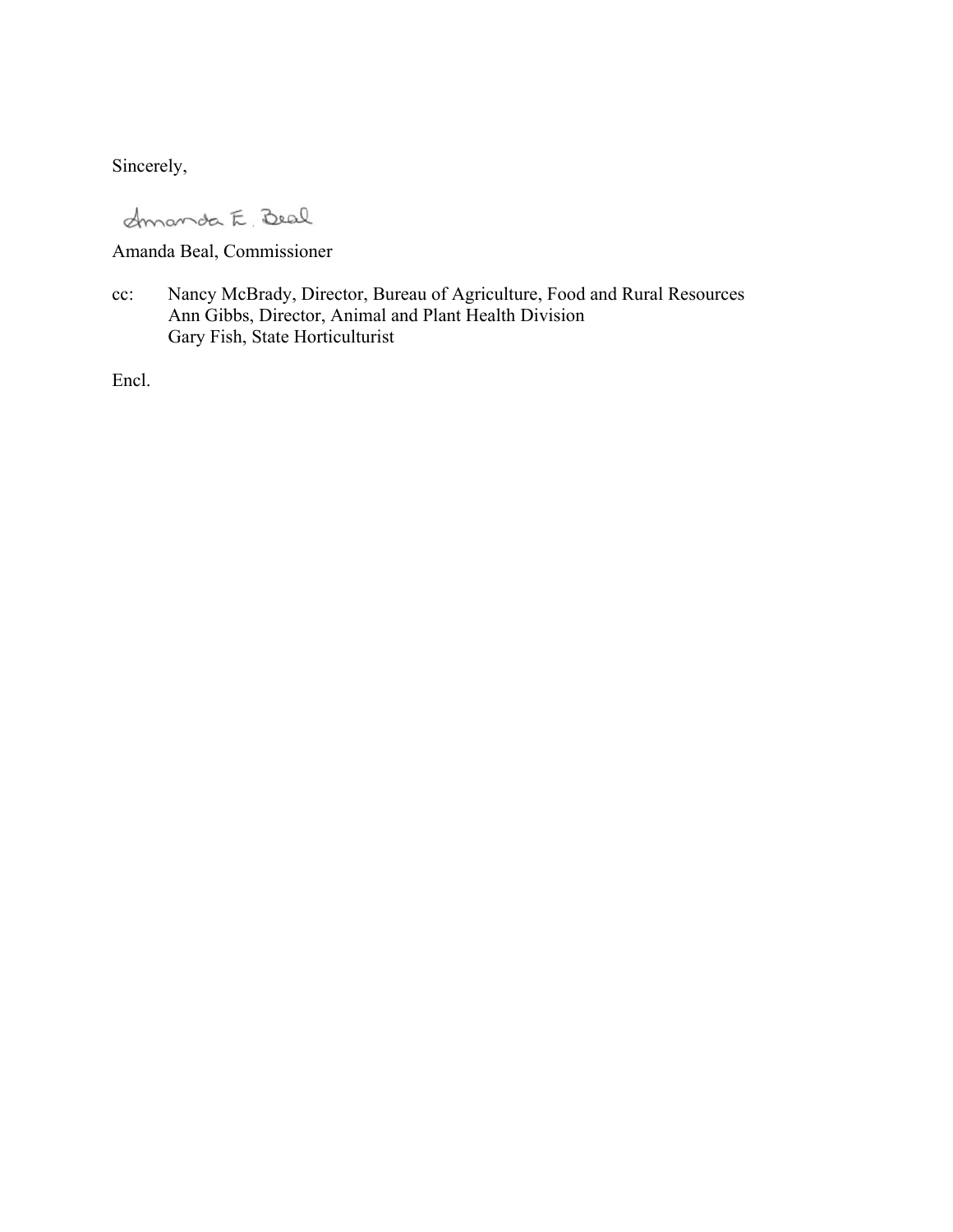Sincerely,

Amanda E. Beal

Amanda Beal, Commissioner

cc: Nancy McBrady, Director, Bureau of Agriculture, Food and Rural Resources
Ann Gibbs, Director, Animal and Plant Health Division
Gary Fish, State Horticulturist

Encl.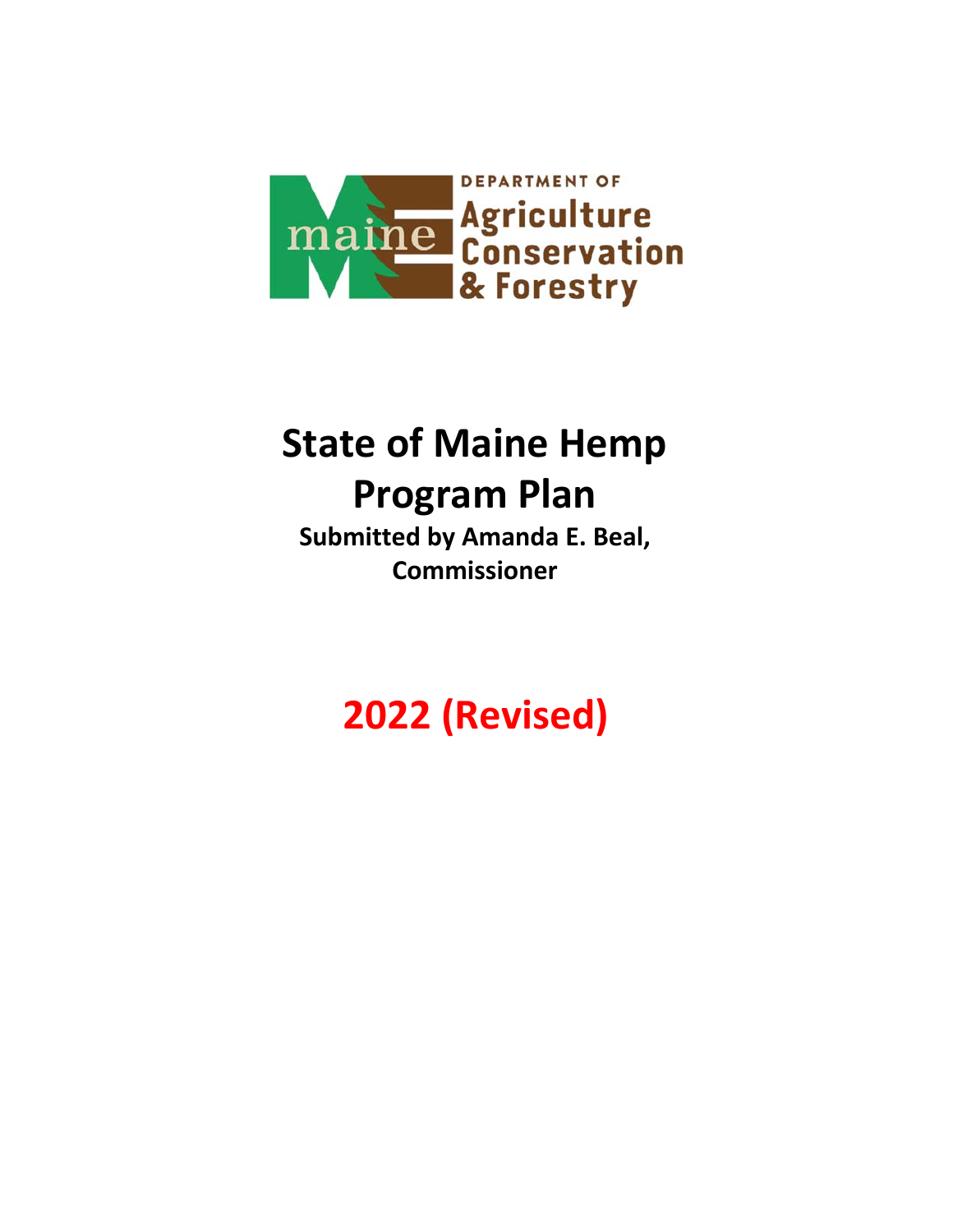DEPARTMENT OF
Agriculture
Conservation
& Forestry

# State of Maine Hemp Program Plan

**Submitted by Amanda E. Beal, Commissioner**

# 2022 (Revised)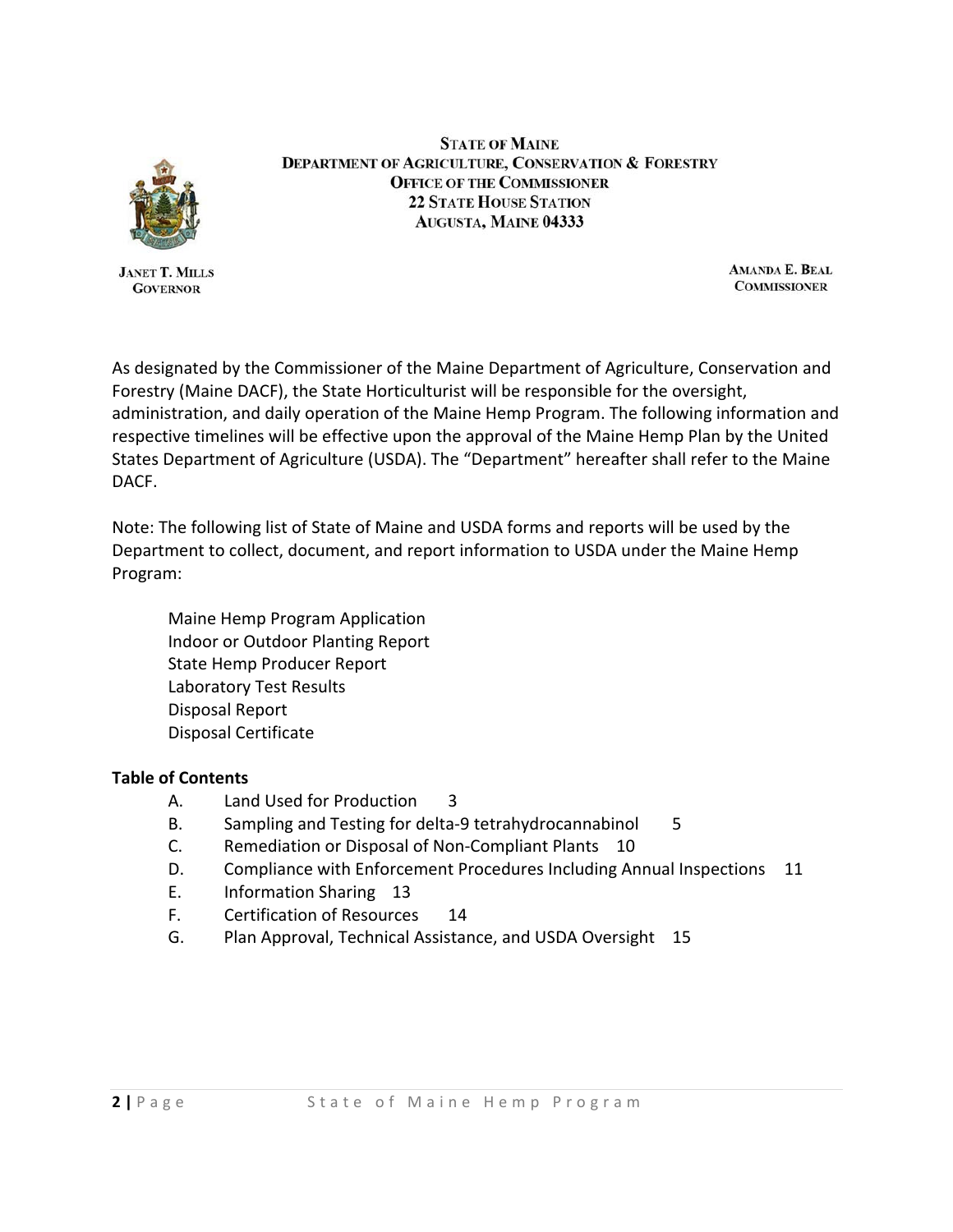**STATE OF MAINE**
**DEPARTMENT OF AGRICULTURE, CONSERVATION & FORESTRY**
**OFFICE OF THE COMMISSIONER**
**22 STATE HOUSE STATION**
**AUGUSTA, MAINE 04333**

**JANET T. MILLS**
**GOVERNOR**

**AMANDA E. BEAL**
**COMMISSIONER**

As designated by the Commissioner of the Maine Department of Agriculture, Conservation and Forestry (Maine DACF), the State Horticulturist will be responsible for the oversight, administration, and daily operation of the Maine Hemp Program. The following information and respective timelines will be effective upon the approval of the Maine Hemp Plan by the United States Department of Agriculture (USDA). The "Department" hereafter shall refer to the Maine DACF.

Note: The following list of State of Maine and USDA forms and reports will be used by the Department to collect, document, and report information to USDA under the Maine Hemp Program:

- Maine Hemp Program Application
- Indoor or Outdoor Planting Report
- State Hemp Producer Report
- Laboratory Test Results
- Disposal Report
- Disposal Certificate

**Table of Contents**

A. Land Used for Production 3
B. Sampling and Testing for delta-9 tetrahydrocannabinol 5
C. Remediation or Disposal of Non-Compliant Plants 10
D. Compliance with Enforcement Procedures Including Annual Inspections 11
E. Information Sharing 13
F. Certification of Resources 14
G. Plan Approval, Technical Assistance, and USDA Oversight 15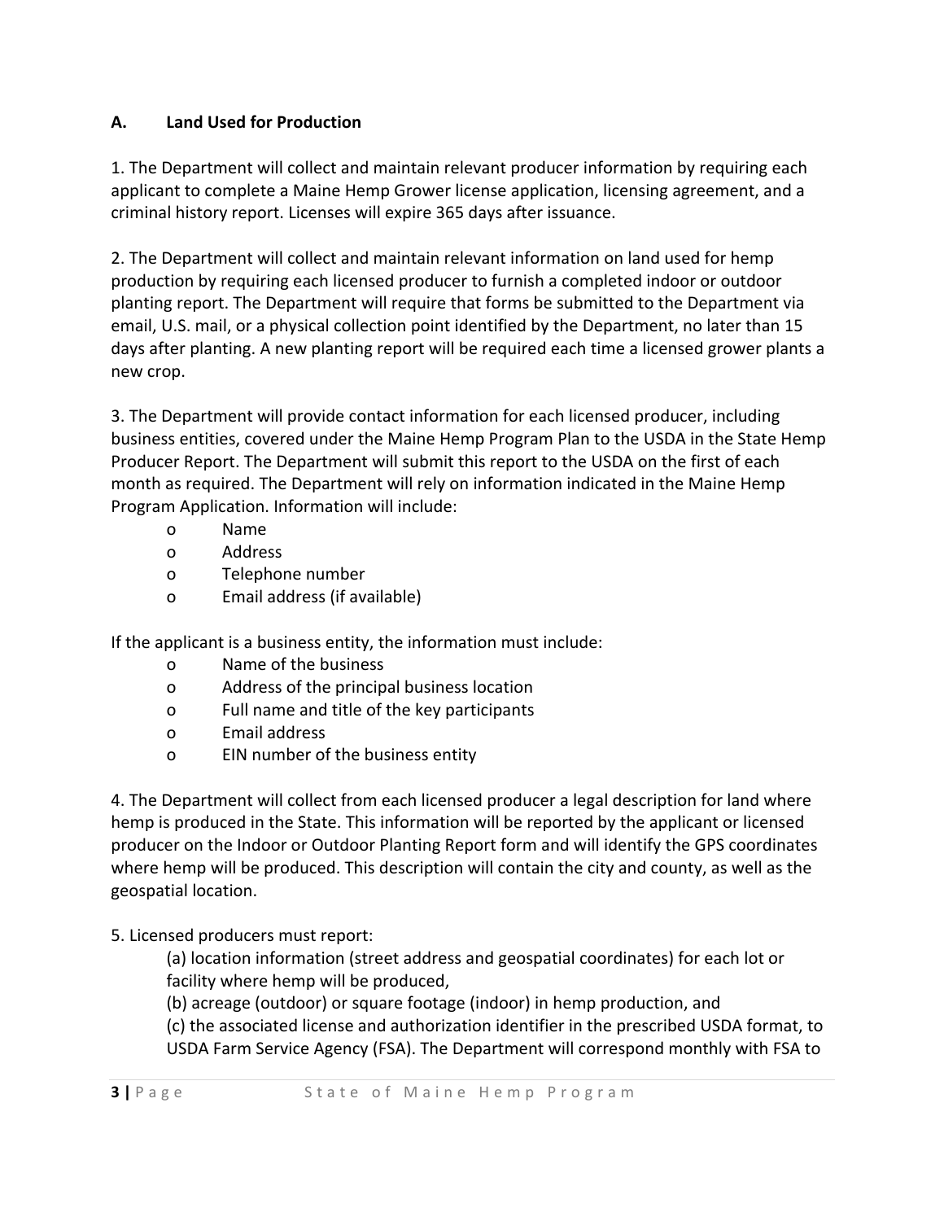## A. Land Used for Production

1. The Department will collect and maintain relevant producer information by requiring each applicant to complete a Maine Hemp Grower license application, licensing agreement, and a criminal history report. Licenses will expire 365 days after issuance.

2. The Department will collect and maintain relevant information on land used for hemp production by requiring each licensed producer to furnish a completed indoor or outdoor planting report. The Department will require that forms be submitted to the Department via email, U.S. mail, or a physical collection point identified by the Department, no later than 15 days after planting. A new planting report will be required each time a licensed grower plants a new crop.

3. The Department will provide contact information for each licensed producer, including business entities, covered under the Maine Hemp Program Plan to the USDA in the State Hemp Producer Report. The Department will submit this report to the USDA on the first of each month as required. The Department will rely on information indicated in the Maine Hemp Program Application. Information will include:

- Name
- Address
- Telephone number
- Email address (if available)

If the applicant is a business entity, the information must include:

- Name of the business
- Address of the principal business location
- Full name and title of the key participants
- Email address
- EIN number of the business entity

4. The Department will collect from each licensed producer a legal description for land where hemp is produced in the State. This information will be reported by the applicant or licensed producer on the Indoor or Outdoor Planting Report form and will identify the GPS coordinates where hemp will be produced. This description will contain the city and county, as well as the geospatial location.

5. Licensed producers must report:

(a) location information (street address and geospatial coordinates) for each lot or facility where hemp will be produced,
(b) acreage (outdoor) or square footage (indoor) in hemp production, and
(c) the associated license and authorization identifier in the prescribed USDA format, to USDA Farm Service Agency (FSA). The Department will correspond monthly with FSA to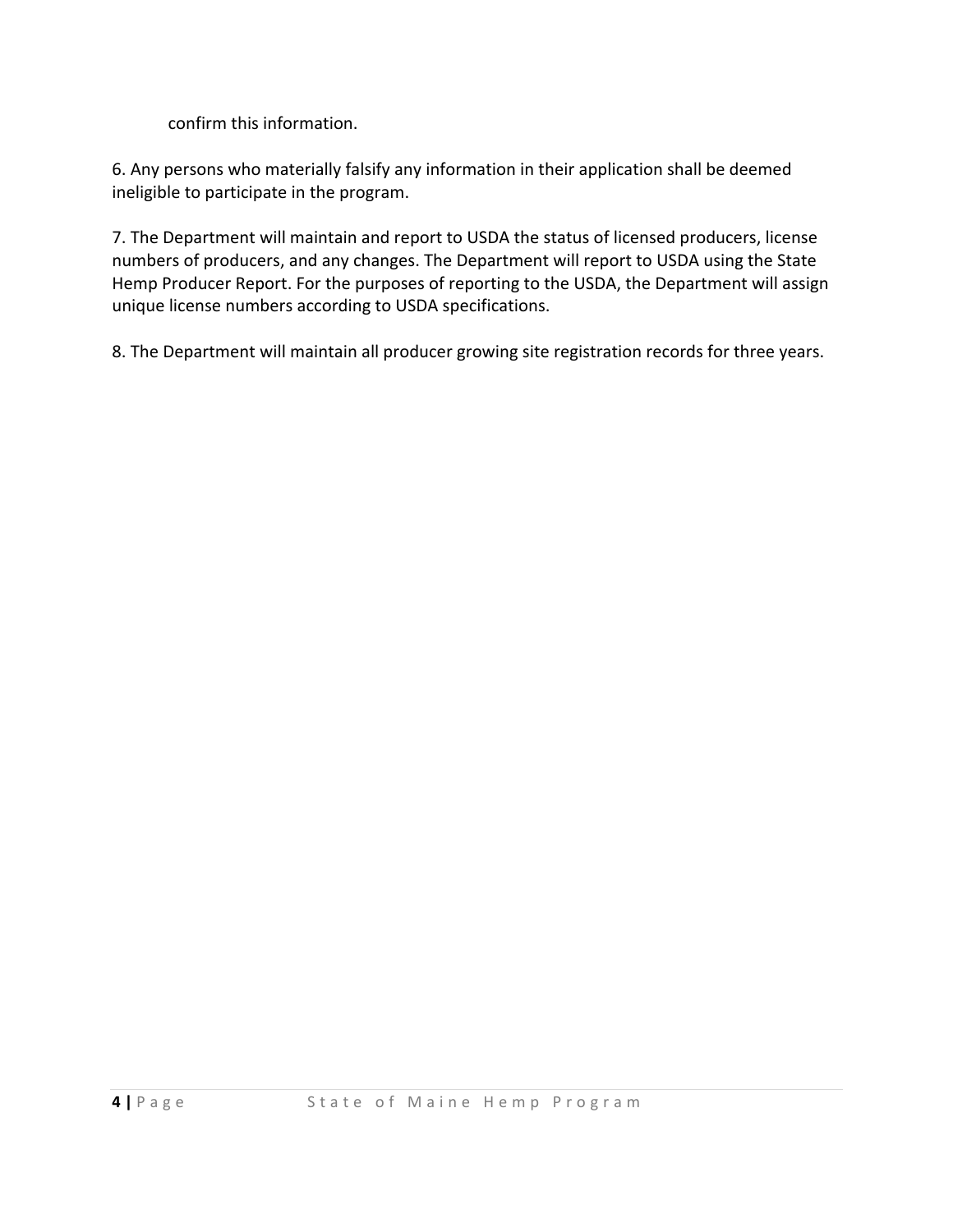confirm this information.

6. Any persons who materially falsify any information in their application shall be deemed ineligible to participate in the program.

7. The Department will maintain and report to USDA the status of licensed producers, license numbers of producers, and any changes. The Department will report to USDA using the State Hemp Producer Report. For the purposes of reporting to the USDA, the Department will assign unique license numbers according to USDA specifications.

8. The Department will maintain all producer growing site registration records for three years.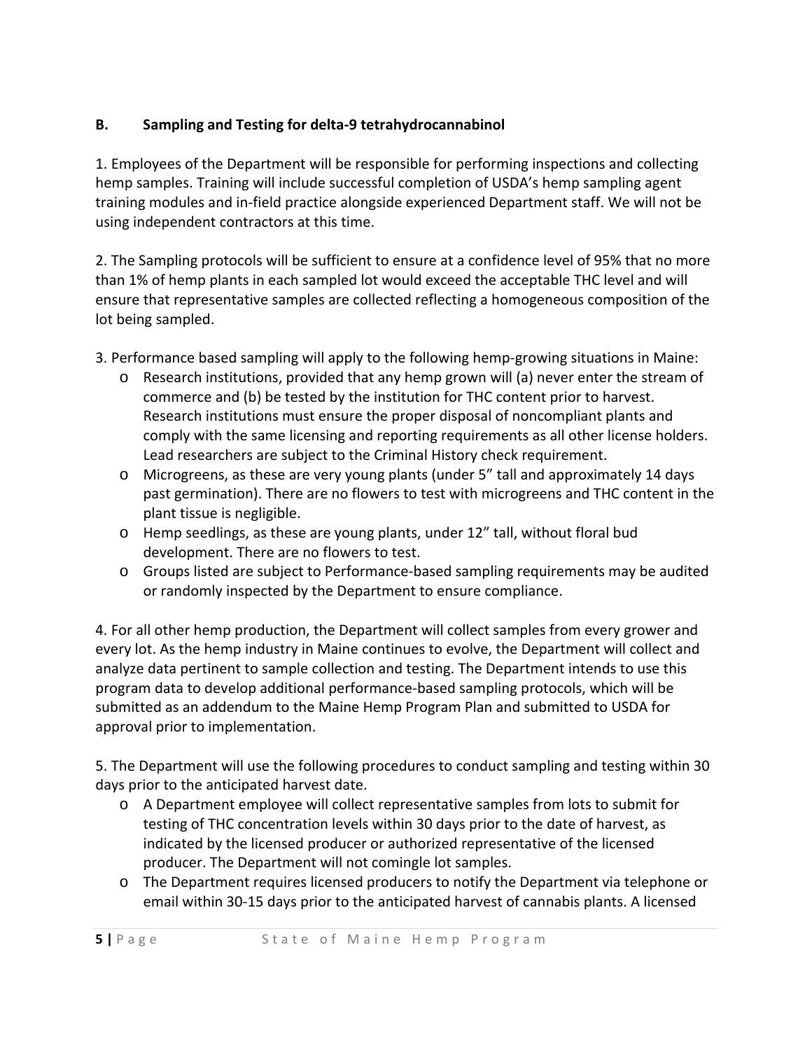## B. Sampling and Testing for delta-9 tetrahydrocannabinol

1. Employees of the Department will be responsible for performing inspections and collecting hemp samples. Training will include successful completion of USDA's hemp sampling agent training modules and in-field practice alongside experienced Department staff. We will not be using independent contractors at this time.

2. The Sampling protocols will be sufficient to ensure at a confidence level of 95% that no more than 1% of hemp plants in each sampled lot would exceed the acceptable THC level and will ensure that representative samples are collected reflecting a homogeneous composition of the lot being sampled.

3. Performance based sampling will apply to the following hemp-growing situations in Maine:

- Research institutions, provided that any hemp grown will (a) never enter the stream of commerce and (b) be tested by the institution for THC content prior to harvest. Research institutions must ensure the proper disposal of noncompliant plants and comply with the same licensing and reporting requirements as all other license holders. Lead researchers are subject to the Criminal History check requirement.
- Microgreens, as these are very young plants (under 5" tall and approximately 14 days past germination). There are no flowers to test with microgreens and THC content in the plant tissue is negligible.
- Hemp seedlings, as these are young plants, under 12" tall, without floral bud development. There are no flowers to test.
- Groups listed are subject to Performance-based sampling requirements may be audited or randomly inspected by the Department to ensure compliance.

4. For all other hemp production, the Department will collect samples from every grower and every lot. As the hemp industry in Maine continues to evolve, the Department will collect and analyze data pertinent to sample collection and testing. The Department intends to use this program data to develop additional performance-based sampling protocols, which will be submitted as an addendum to the Maine Hemp Program Plan and submitted to USDA for approval prior to implementation.

5. The Department will use the following procedures to conduct sampling and testing within 30 days prior to the anticipated harvest date.

- A Department employee will collect representative samples from lots to submit for testing of THC concentration levels within 30 days prior to the date of harvest, as indicated by the licensed producer or authorized representative of the licensed producer. The Department will not comingle lot samples.
- The Department requires licensed producers to notify the Department via telephone or email within 30-15 days prior to the anticipated harvest of cannabis plants. A licensed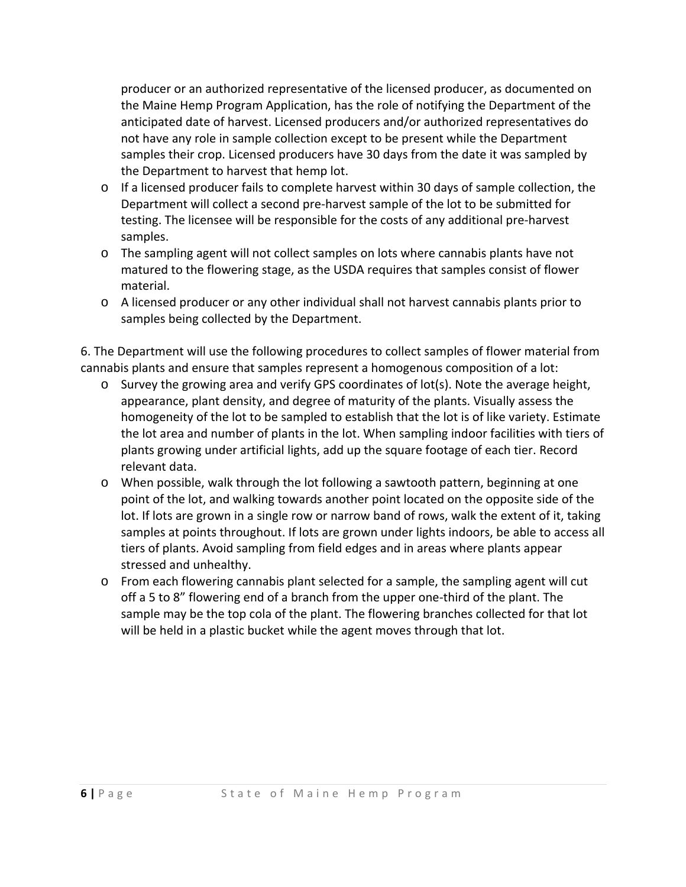producer or an authorized representative of the licensed producer, as documented on the Maine Hemp Program Application, has the role of notifying the Department of the anticipated date of harvest. Licensed producers and/or authorized representatives do not have any role in sample collection except to be present while the Department samples their crop. Licensed producers have 30 days from the date it was sampled by the Department to harvest that hemp lot.

- If a licensed producer fails to complete harvest within 30 days of sample collection, the Department will collect a second pre-harvest sample of the lot to be submitted for testing. The licensee will be responsible for the costs of any additional pre-harvest samples.
- The sampling agent will not collect samples on lots where cannabis plants have not matured to the flowering stage, as the USDA requires that samples consist of flower material.
- A licensed producer or any other individual shall not harvest cannabis plants prior to samples being collected by the Department.

6. The Department will use the following procedures to collect samples of flower material from cannabis plants and ensure that samples represent a homogenous composition of a lot:

- Survey the growing area and verify GPS coordinates of lot(s). Note the average height, appearance, plant density, and degree of maturity of the plants. Visually assess the homogeneity of the lot to be sampled to establish that the lot is of like variety. Estimate the lot area and number of plants in the lot. When sampling indoor facilities with tiers of plants growing under artificial lights, add up the square footage of each tier. Record relevant data.
- When possible, walk through the lot following a sawtooth pattern, beginning at one point of the lot, and walking towards another point located on the opposite side of the lot. If lots are grown in a single row or narrow band of rows, walk the extent of it, taking samples at points throughout. If lots are grown under lights indoors, be able to access all tiers of plants. Avoid sampling from field edges and in areas where plants appear stressed and unhealthy.
- From each flowering cannabis plant selected for a sample, the sampling agent will cut off a 5 to 8" flowering end of a branch from the upper one-third of the plant. The sample may be the top cola of the plant. The flowering branches collected for that lot will be held in a plastic bucket while the agent moves through that lot.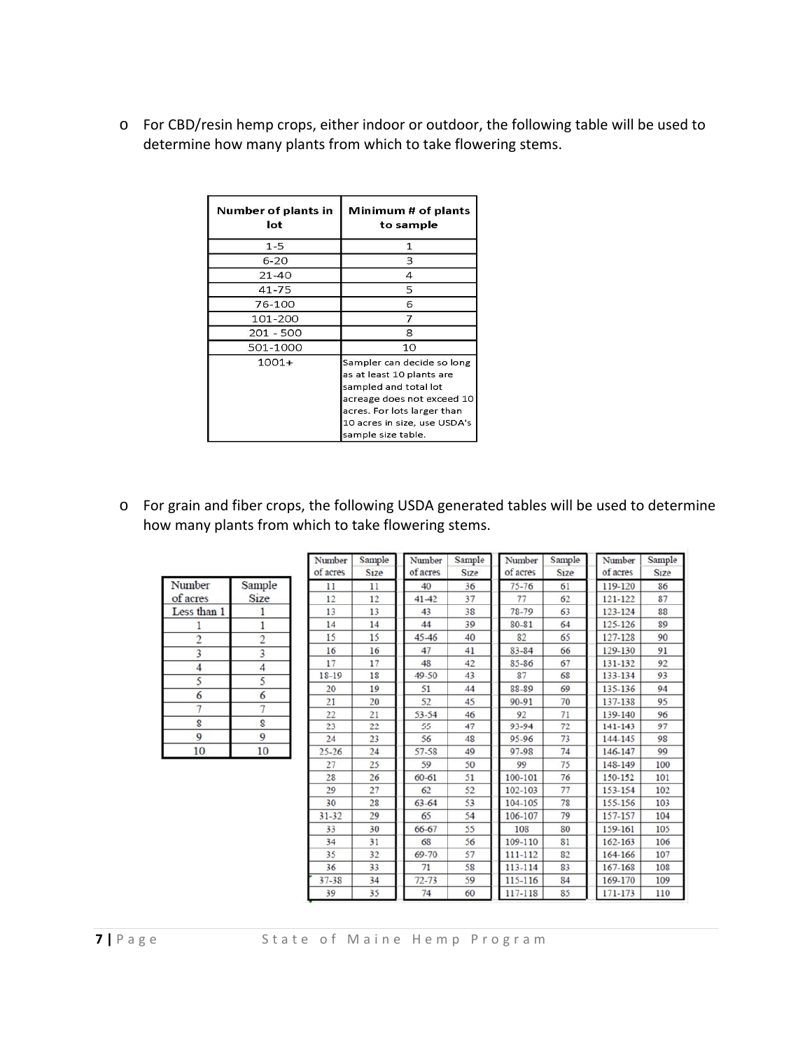- For CBD/resin hemp crops, either indoor or outdoor, the following table will be used to determine how many plants from which to take flowering stems.

| Number of plants in lot | Minimum # of plants to sample |
|---|---|
| 1-5 | 1 |
| 6-20 | 3 |
| 21-40 | 4 |
| 41-75 | 5 |
| 76-100 | 6 |
| 101-200 | 7 |
| 201 - 500 | 8 |
| 501-1000 | 10 |
| 1001+ | Sampler can decide so long as at least 10 plants are sampled and total lot acreage does not exceed 10 acres. For lots larger than 10 acres in size, use USDA's sample size table. |

- For grain and fiber crops, the following USDA generated tables will be used to determine how many plants from which to take flowering stems.

| Number of acres | Sample Size |
|---|---|
| Less than 1 | 1 |
| 1 | 1 |
| 2 | 2 |
| 3 | 3 |
| 4 | 4 |
| 5 | 5 |
| 6 | 6 |
| 7 | 7 |
| 8 | 8 |
| 9 | 9 |
| 10 | 10 |

| Number of acres | Sample Size | Number of acres | Sample Size | Number of acres | Sample Size | Number of acres | Sample Size |
|---|---|---|---|---|---|---|---|
| 11 | 11 | 40 | 36 | 75-76 | 61 | 119-120 | 86 |
| 12 | 12 | 41-42 | 37 | 77 | 62 | 121-122 | 87 |
| 13 | 13 | 43 | 38 | 78-79 | 63 | 123-124 | 88 |
| 14 | 14 | 44 | 39 | 80-81 | 64 | 125-126 | 89 |
| 15 | 15 | 45-46 | 40 | 82 | 65 | 127-128 | 90 |
| 16 | 16 | 47 | 41 | 83-84 | 66 | 129-130 | 91 |
| 17 | 17 | 48 | 42 | 85-86 | 67 | 131-132 | 92 |
| 18-19 | 18 | 49-50 | 43 | 87 | 68 | 133-134 | 93 |
| 20 | 19 | 51 | 44 | 88-89 | 69 | 135-136 | 94 |
| 21 | 20 | 52 | 45 | 90-91 | 70 | 137-138 | 95 |
| 22 | 21 | 53-54 | 46 | 92 | 71 | 139-140 | 96 |
| 23 | 22 | 55 | 47 | 93-94 | 72 | 141-143 | 97 |
| 24 | 23 | 56 | 48 | 95-96 | 73 | 144-145 | 98 |
| 25-26 | 24 | 57-58 | 49 | 97-98 | 74 | 146-147 | 99 |
| 27 | 25 | 59 | 50 | 99 | 75 | 148-149 | 100 |
| 28 | 26 | 60-61 | 51 | 100-101 | 76 | 150-152 | 101 |
| 29 | 27 | 62 | 52 | 102-103 | 77 | 153-154 | 102 |
| 30 | 28 | 63-64 | 53 | 104-105 | 78 | 155-156 | 103 |
| 31-32 | 29 | 65 | 54 | 106-107 | 79 | 157-157 | 104 |
| 33 | 30 | 66-67 | 55 | 108 | 80 | 159-161 | 105 |
| 34 | 31 | 68 | 56 | 109-110 | 81 | 162-163 | 106 |
| 35 | 32 | 69-70 | 57 | 111-112 | 82 | 164-166 | 107 |
| 36 | 33 | 71 | 58 | 113-114 | 83 | 167-168 | 108 |
| 37-38 | 34 | 72-73 | 59 | 115-116 | 84 | 169-170 | 109 |
| 39 | 35 | 74 | 60 | 117-118 | 85 | 171-173 | 110 |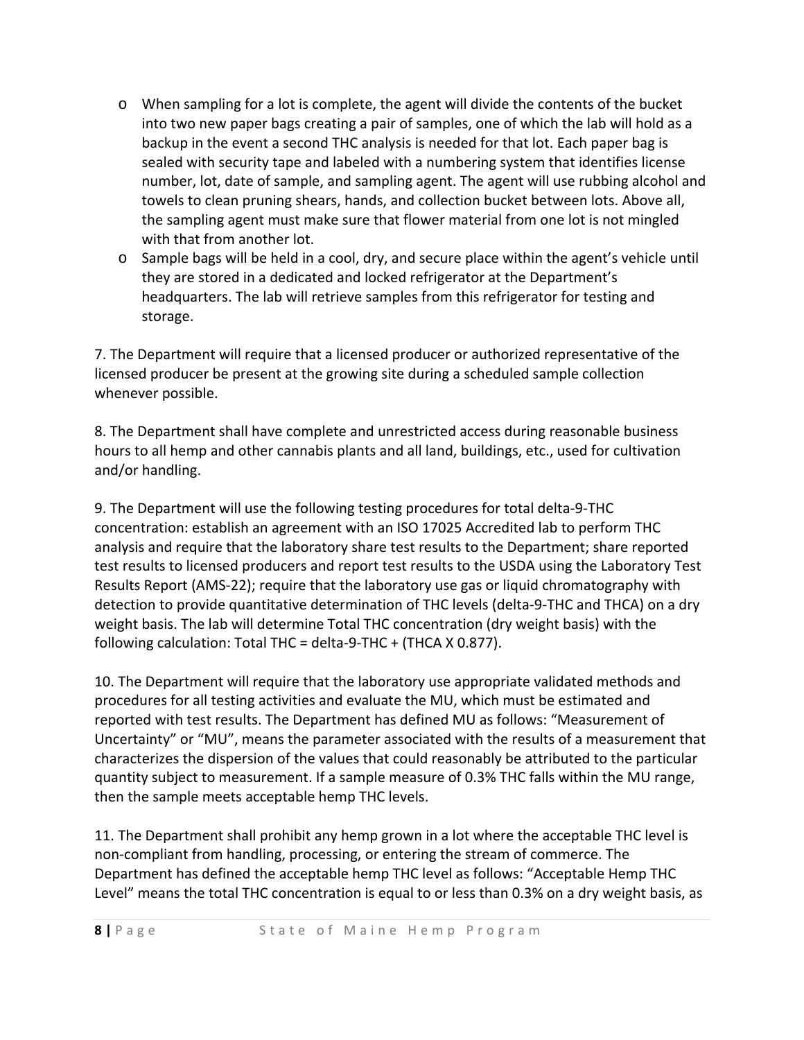- When sampling for a lot is complete, the agent will divide the contents of the bucket into two new paper bags creating a pair of samples, one of which the lab will hold as a backup in the event a second THC analysis is needed for that lot. Each paper bag is sealed with security tape and labeled with a numbering system that identifies license number, lot, date of sample, and sampling agent. The agent will use rubbing alcohol and towels to clean pruning shears, hands, and collection bucket between lots. Above all, the sampling agent must make sure that flower material from one lot is not mingled with that from another lot.
- Sample bags will be held in a cool, dry, and secure place within the agent's vehicle until they are stored in a dedicated and locked refrigerator at the Department's headquarters. The lab will retrieve samples from this refrigerator for testing and storage.

7. The Department will require that a licensed producer or authorized representative of the licensed producer be present at the growing site during a scheduled sample collection whenever possible.

8. The Department shall have complete and unrestricted access during reasonable business hours to all hemp and other cannabis plants and all land, buildings, etc., used for cultivation and/or handling.

9. The Department will use the following testing procedures for total delta-9-THC concentration: establish an agreement with an ISO 17025 Accredited lab to perform THC analysis and require that the laboratory share test results to the Department; share reported test results to licensed producers and report test results to the USDA using the Laboratory Test Results Report (AMS-22); require that the laboratory use gas or liquid chromatography with detection to provide quantitative determination of THC levels (delta-9-THC and THCA) on a dry weight basis. The lab will determine Total THC concentration (dry weight basis) with the following calculation: Total THC = delta-9-THC + (THCA X 0.877).

10. The Department will require that the laboratory use appropriate validated methods and procedures for all testing activities and evaluate the MU, which must be estimated and reported with test results. The Department has defined MU as follows: "Measurement of Uncertainty" or "MU", means the parameter associated with the results of a measurement that characterizes the dispersion of the values that could reasonably be attributed to the particular quantity subject to measurement. If a sample measure of 0.3% THC falls within the MU range, then the sample meets acceptable hemp THC levels.

11. The Department shall prohibit any hemp grown in a lot where the acceptable THC level is non-compliant from handling, processing, or entering the stream of commerce. The Department has defined the acceptable hemp THC level as follows: "Acceptable Hemp THC Level" means the total THC concentration is equal to or less than 0.3% on a dry weight basis, as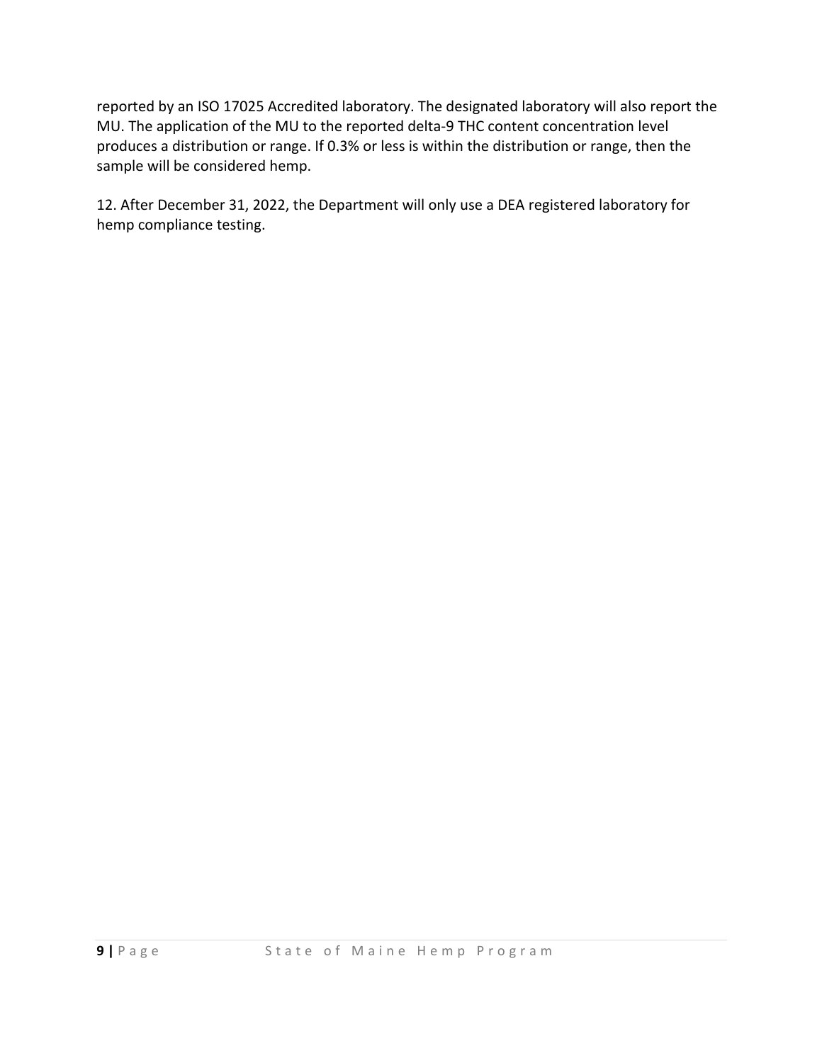reported by an ISO 17025 Accredited laboratory. The designated laboratory will also report the MU. The application of the MU to the reported delta-9 THC content concentration level produces a distribution or range. If 0.3% or less is within the distribution or range, then the sample will be considered hemp.

12. After December 31, 2022, the Department will only use a DEA registered laboratory for hemp compliance testing.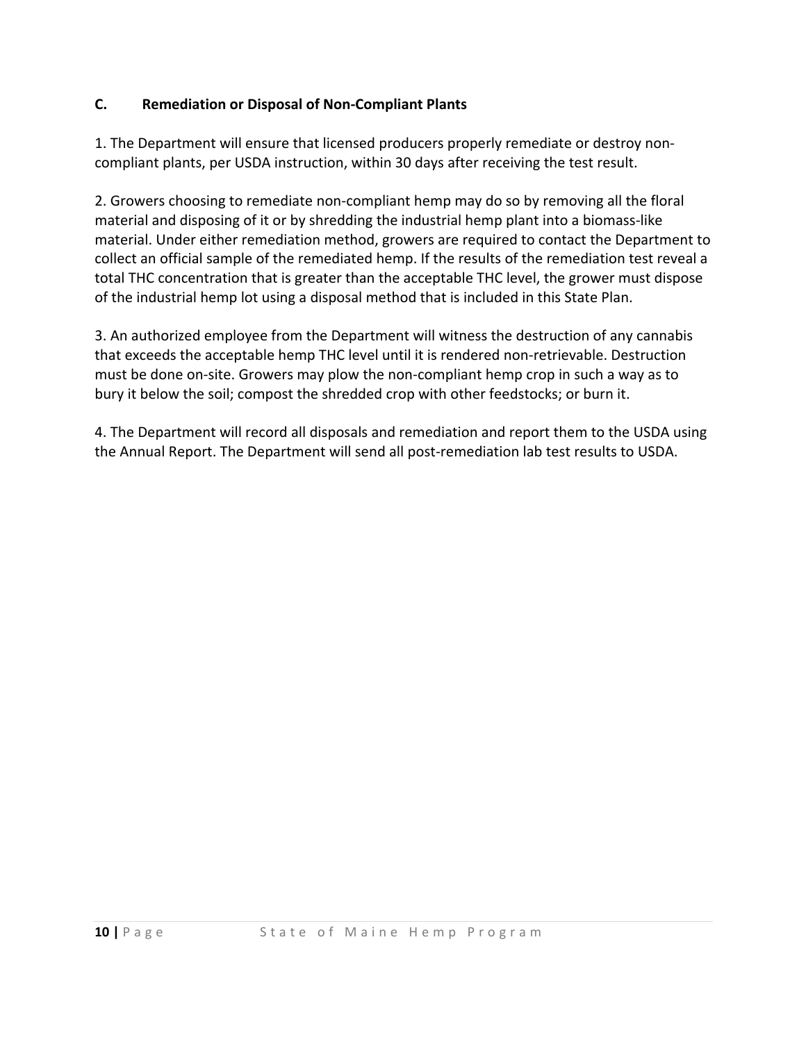### C. Remediation or Disposal of Non-Compliant Plants

1. The Department will ensure that licensed producers properly remediate or destroy non-compliant plants, per USDA instruction, within 30 days after receiving the test result.

2. Growers choosing to remediate non-compliant hemp may do so by removing all the floral material and disposing of it or by shredding the industrial hemp plant into a biomass-like material. Under either remediation method, growers are required to contact the Department to collect an official sample of the remediated hemp. If the results of the remediation test reveal a total THC concentration that is greater than the acceptable THC level, the grower must dispose of the industrial hemp lot using a disposal method that is included in this State Plan.

3. An authorized employee from the Department will witness the destruction of any cannabis that exceeds the acceptable hemp THC level until it is rendered non-retrievable. Destruction must be done on-site. Growers may plow the non-compliant hemp crop in such a way as to bury it below the soil; compost the shredded crop with other feedstocks; or burn it.

4. The Department will record all disposals and remediation and report them to the USDA using the Annual Report. The Department will send all post-remediation lab test results to USDA.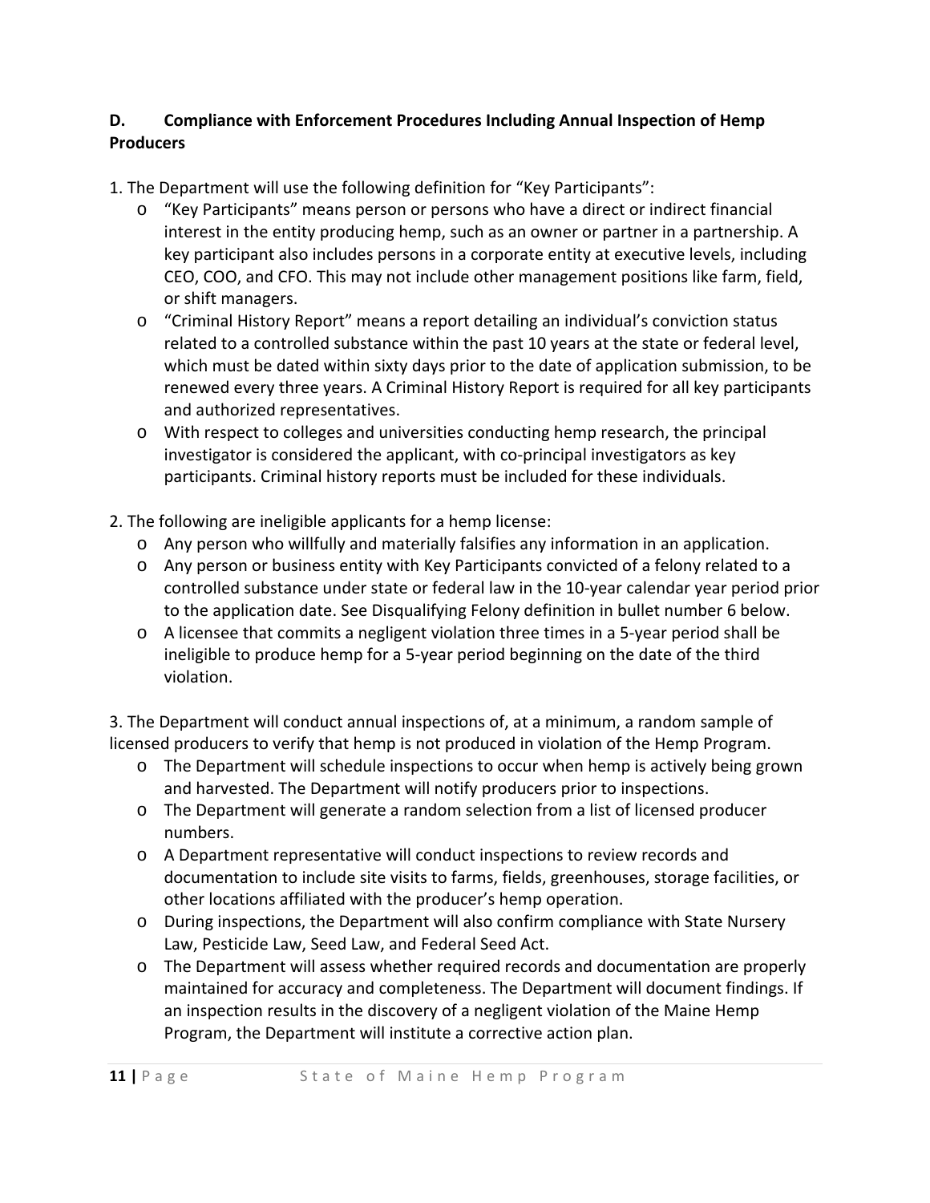### D. Compliance with Enforcement Procedures Including Annual Inspection of Hemp Producers

1. The Department will use the following definition for "Key Participants":
    - "Key Participants" means person or persons who have a direct or indirect financial interest in the entity producing hemp, such as an owner or partner in a partnership. A key participant also includes persons in a corporate entity at executive levels, including CEO, COO, and CFO. This may not include other management positions like farm, field, or shift managers.
    - "Criminal History Report" means a report detailing an individual's conviction status related to a controlled substance within the past 10 years at the state or federal level, which must be dated within sixty days prior to the date of application submission, to be renewed every three years. A Criminal History Report is required for all key participants and authorized representatives.
    - With respect to colleges and universities conducting hemp research, the principal investigator is considered the applicant, with co-principal investigators as key participants. Criminal history reports must be included for these individuals.

2. The following are ineligible applicants for a hemp license:
    - Any person who willfully and materially falsifies any information in an application.
    - Any person or business entity with Key Participants convicted of a felony related to a controlled substance under state or federal law in the 10-year calendar year period prior to the application date. See Disqualifying Felony definition in bullet number 6 below.
    - A licensee that commits a negligent violation three times in a 5-year period shall be ineligible to produce hemp for a 5-year period beginning on the date of the third violation.

3. The Department will conduct annual inspections of, at a minimum, a random sample of licensed producers to verify that hemp is not produced in violation of the Hemp Program.
    - The Department will schedule inspections to occur when hemp is actively being grown and harvested. The Department will notify producers prior to inspections.
    - The Department will generate a random selection from a list of licensed producer numbers.
    - A Department representative will conduct inspections to review records and documentation to include site visits to farms, fields, greenhouses, storage facilities, or other locations affiliated with the producer's hemp operation.
    - During inspections, the Department will also confirm compliance with State Nursery Law, Pesticide Law, Seed Law, and Federal Seed Act.
    - The Department will assess whether required records and documentation are properly maintained for accuracy and completeness. The Department will document findings. If an inspection results in the discovery of a negligent violation of the Maine Hemp Program, the Department will institute a corrective action plan.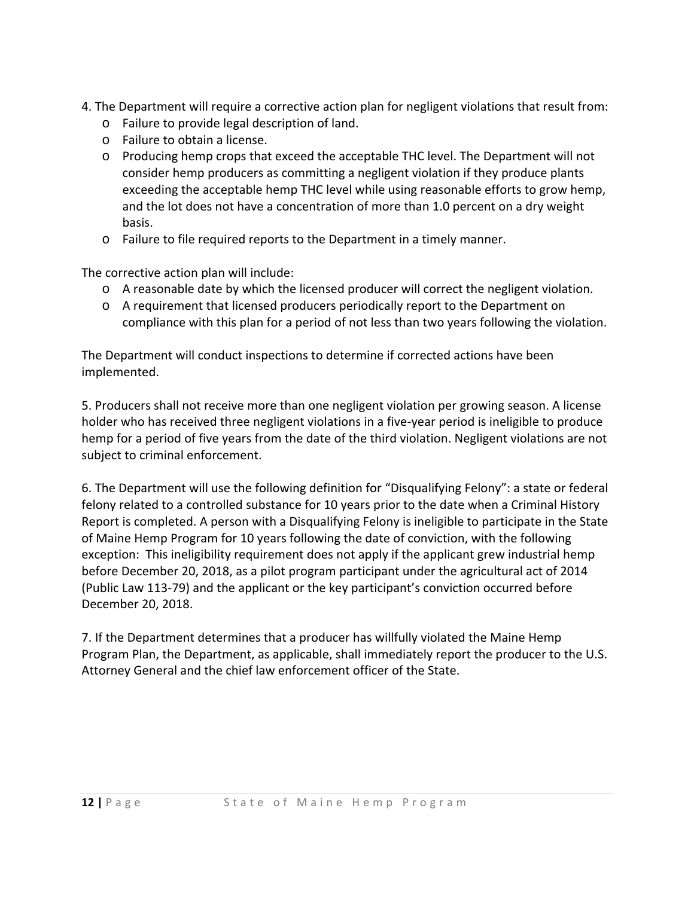4. The Department will require a corrective action plan for negligent violations that result from:

- Failure to provide legal description of land.
- Failure to obtain a license.
- Producing hemp crops that exceed the acceptable THC level. The Department will not consider hemp producers as committing a negligent violation if they produce plants exceeding the acceptable hemp THC level while using reasonable efforts to grow hemp, and the lot does not have a concentration of more than 1.0 percent on a dry weight basis.
- Failure to file required reports to the Department in a timely manner.

The corrective action plan will include:

- A reasonable date by which the licensed producer will correct the negligent violation.
- A requirement that licensed producers periodically report to the Department on compliance with this plan for a period of not less than two years following the violation.

The Department will conduct inspections to determine if corrected actions have been implemented.

5. Producers shall not receive more than one negligent violation per growing season. A license holder who has received three negligent violations in a five-year period is ineligible to produce hemp for a period of five years from the date of the third violation. Negligent violations are not subject to criminal enforcement.

6. The Department will use the following definition for "Disqualifying Felony": a state or federal felony related to a controlled substance for 10 years prior to the date when a Criminal History Report is completed. A person with a Disqualifying Felony is ineligible to participate in the State of Maine Hemp Program for 10 years following the date of conviction, with the following exception: This ineligibility requirement does not apply if the applicant grew industrial hemp before December 20, 2018, as a pilot program participant under the agricultural act of 2014 (Public Law 113-79) and the applicant or the key participant's conviction occurred before December 20, 2018.

7. If the Department determines that a producer has willfully violated the Maine Hemp Program Plan, the Department, as applicable, shall immediately report the producer to the U.S. Attorney General and the chief law enforcement officer of the State.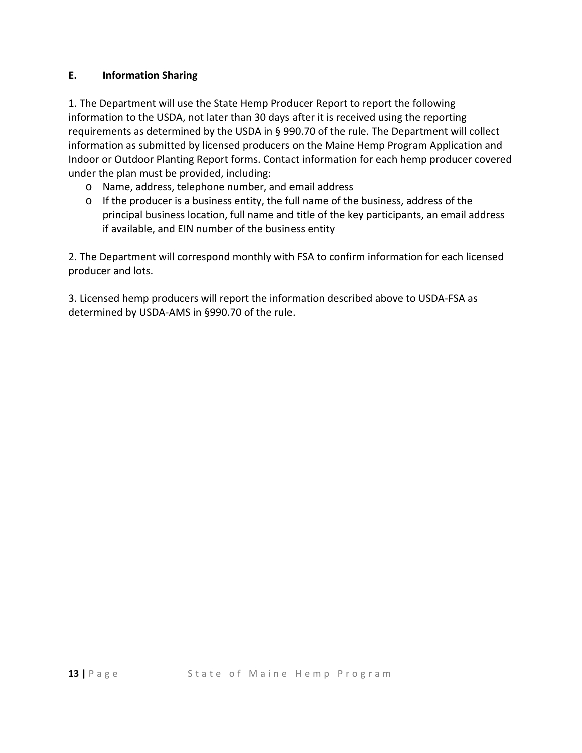## E. Information Sharing

1. The Department will use the State Hemp Producer Report to report the following information to the USDA, not later than 30 days after it is received using the reporting requirements as determined by the USDA in § 990.70 of the rule. The Department will collect information as submitted by licensed producers on the Maine Hemp Program Application and Indoor or Outdoor Planting Report forms. Contact information for each hemp producer covered under the plan must be provided, including:
   - Name, address, telephone number, and email address
   - If the producer is a business entity, the full name of the business, address of the principal business location, full name and title of the key participants, an email address if available, and EIN number of the business entity

2. The Department will correspond monthly with FSA to confirm information for each licensed producer and lots.

3. Licensed hemp producers will report the information described above to USDA-FSA as determined by USDA-AMS in §990.70 of the rule.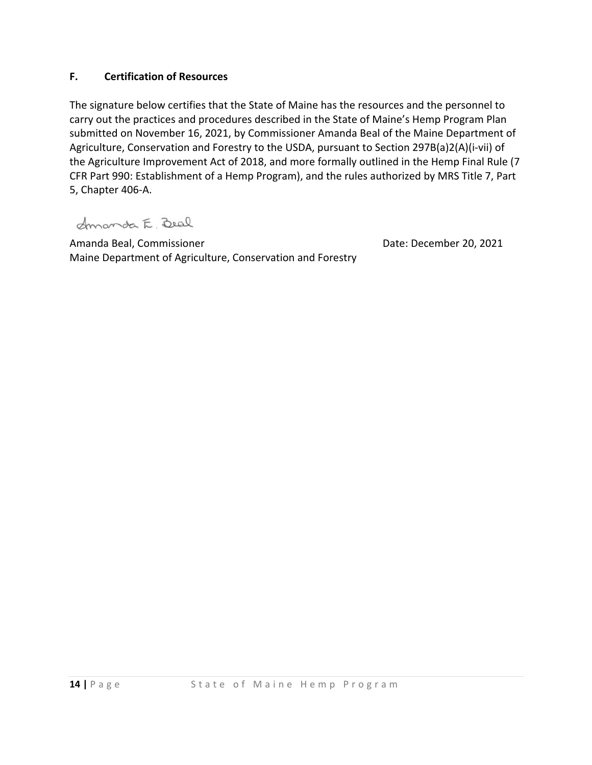### F. Certification of Resources

The signature below certifies that the State of Maine has the resources and the personnel to carry out the practices and procedures described in the State of Maine's Hemp Program Plan submitted on November 16, 2021, by Commissioner Amanda Beal of the Maine Department of Agriculture, Conservation and Forestry to the USDA, pursuant to Section 297B(a)2(A)(i-vii) of the Agriculture Improvement Act of 2018, and more formally outlined in the Hemp Final Rule (7 CFR Part 990: Establishment of a Hemp Program), and the rules authorized by MRS Title 7, Part 5, Chapter 406-A.

Amanda E. Beal

Amanda Beal, Commissioner
Maine Department of Agriculture, Conservation and Forestry

Date: December 20, 2021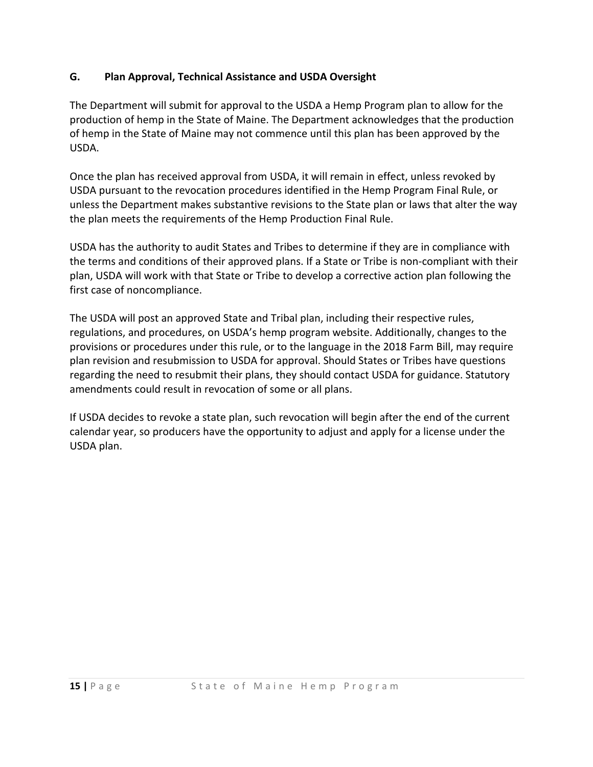## G. Plan Approval, Technical Assistance and USDA Oversight

The Department will submit for approval to the USDA a Hemp Program plan to allow for the production of hemp in the State of Maine. The Department acknowledges that the production of hemp in the State of Maine may not commence until this plan has been approved by the USDA.

Once the plan has received approval from USDA, it will remain in effect, unless revoked by USDA pursuant to the revocation procedures identified in the Hemp Program Final Rule, or unless the Department makes substantive revisions to the State plan or laws that alter the way the plan meets the requirements of the Hemp Production Final Rule.

USDA has the authority to audit States and Tribes to determine if they are in compliance with the terms and conditions of their approved plans. If a State or Tribe is non-compliant with their plan, USDA will work with that State or Tribe to develop a corrective action plan following the first case of noncompliance.

The USDA will post an approved State and Tribal plan, including their respective rules, regulations, and procedures, on USDA's hemp program website. Additionally, changes to the provisions or procedures under this rule, or to the language in the 2018 Farm Bill, may require plan revision and resubmission to USDA for approval. Should States or Tribes have questions regarding the need to resubmit their plans, they should contact USDA for guidance. Statutory amendments could result in revocation of some or all plans.

If USDA decides to revoke a state plan, such revocation will begin after the end of the current calendar year, so producers have the opportunity to adjust and apply for a license under the USDA plan.